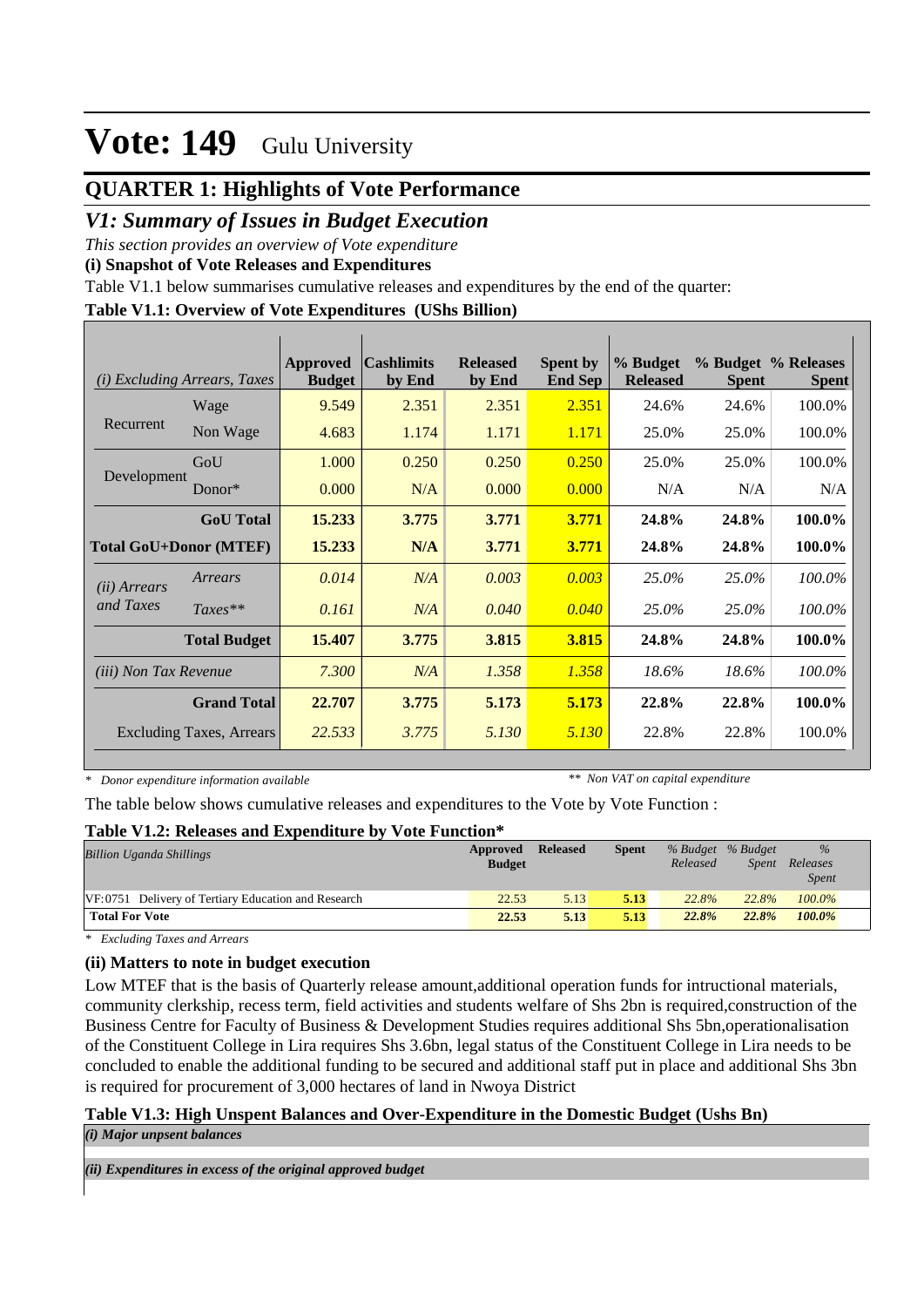# Vote: 149 Gulu University

## QUARTER 1: Highlights of Vote Performance

### *V1: Summary of Issues in Budget Execution*

*This section provides an overview of Vote expenditure*

**(i) Snapshot of Vote Releases and Expenditures**

Table V1.1 below summarises cumulative releases and expenditures by the end of the quarter:

**Table V1.1: Overview of Vote Expenditures (UShs Billion)**

| *(i) Excluding Arrears, Taxes* | | Approved Budget | Cashlimits by End | Released by End | Spent by End Sep | % Budget Released | % Budget Spent | % Releases Spent |
|---|---|---|---|---|---|---|---|---|
| Recurrent | Wage | 9.549 | 2.351 | 2.351 | 2.351 | 24.6% | 24.6% | 100.0% |
| | Non Wage | 4.683 | 1.174 | 1.171 | 1.171 | 25.0% | 25.0% | 100.0% |
| Development | GoU | 1.000 | 0.250 | 0.250 | 0.250 | 25.0% | 25.0% | 100.0% |
| | Donor* | 0.000 | N/A | 0.000 | 0.000 | N/A | N/A | N/A |
| | **GoU Total** | **15.233** | **3.775** | **3.771** | **3.771** | **24.8%** | **24.8%** | **100.0%** |
| **Total GoU+Donor (MTEF)** | | **15.233** | **N/A** | **3.771** | **3.771** | **24.8%** | **24.8%** | **100.0%** |
| *(ii) Arrears and Taxes* | *Arrears* | *0.014* | *N/A* | *0.003* | *0.003* | *25.0%* | *25.0%* | *100.0%* |
| | *Taxes*** | *0.161* | *N/A* | *0.040* | *0.040* | *25.0%* | *25.0%* | *100.0%* |
| | **Total Budget** | **15.407** | **3.775** | **3.815** | **3.815** | **24.8%** | **24.8%** | **100.0%** |
| *(iii) Non Tax Revenue* | | *7.300* | *N/A* | *1.358* | *1.358* | *18.6%* | *18.6%* | *100.0%* |
| | **Grand Total** | **22.707** | **3.775** | **5.173** | **5.173** | **22.8%** | **22.8%** | **100.0%** |
| | Excluding Taxes, Arrears | *22.533* | *3.775* | *5.130* | *5.130* | 22.8% | 22.8% | 100.0% |

*\* Donor expenditure information available* *** Non VAT on capital expenditure*

The table below shows cumulative releases and expenditures to the Vote by Vote Function :

**Table V1.2: Releases and Expenditure by Vote Function***

| *Billion Uganda Shillings* | Approved Budget | Released | Spent | *% Budget Released* | *% Budget Spent* | *% Releases Spent* |
|---|---|---|---|---|---|---|
| VF:0751 Delivery of Tertiary Education and Research | 22.53 | 5.13 | 5.13 | *22.8%* | *22.8%* | *100.0%* |
| **Total For Vote** | **22.53** | **5.13** | **5.13** | ***22.8%*** | ***22.8%*** | ***100.0%*** |

*\* Excluding Taxes and Arrears*

**(ii) Matters to note in budget execution**

Low MTEF that is the basis of Quarterly release amount,additional operation funds for intructional materials, community clerkship, recess term, field activities and students welfare of Shs 2bn is required,construction of the Business Centre for Faculty of Business & Development Studies requires additional Shs 5bn,operationalisation of the Constituent College in Lira requires Shs 3.6bn, legal status of the Constituent College in Lira needs to be concluded to enable the additional funding to be secured and additional staff put in place and additional Shs 3bn is required for procurement of 3,000 hectares of land in Nwoya District

**Table V1.3: High Unspent Balances and Over-Expenditure in the Domestic Budget (Ushs Bn)**

***(i) Major unpsent balances***

***(ii) Expenditures in excess of the original approved budget***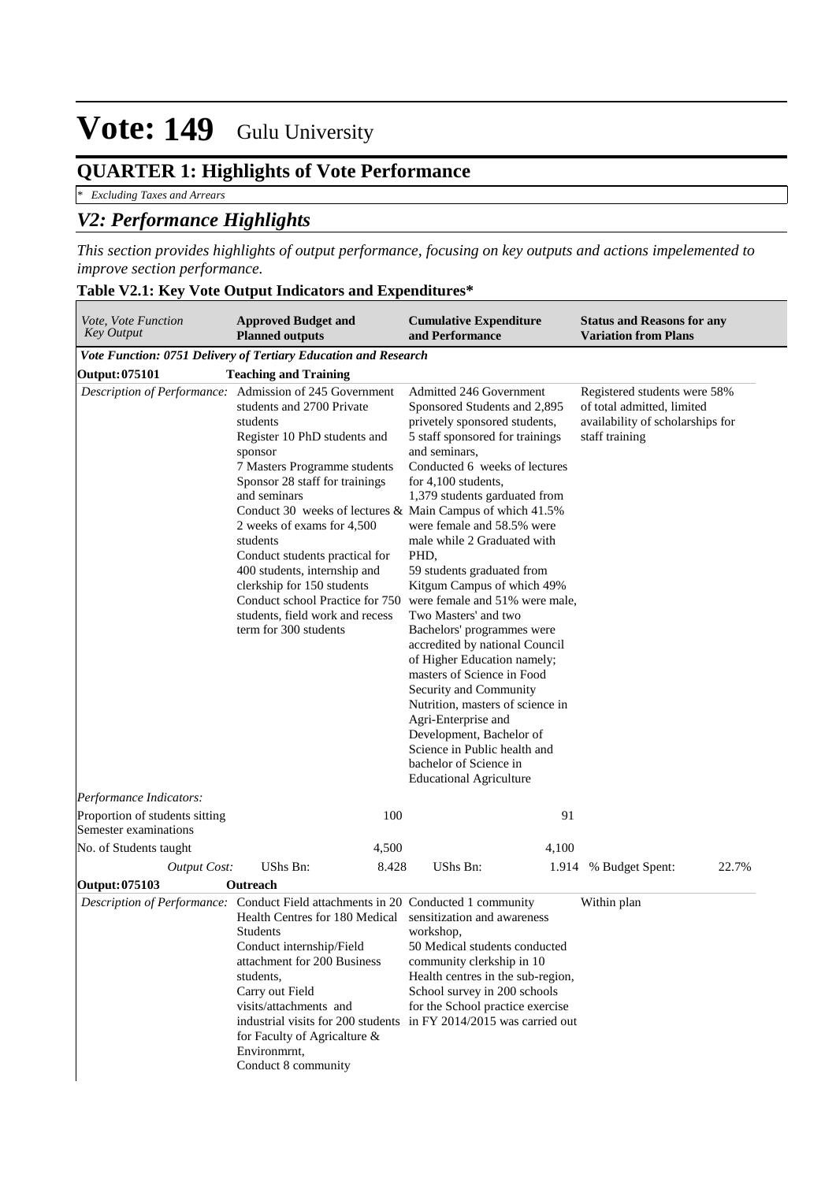# Vote: 149 Gulu University

## QUARTER 1: Highlights of Vote Performance

*\* Excluding Taxes and Arrears*

## *V2: Performance Highlights*

*This section provides highlights of output performance, focusing on key outputs and actions impelemented to improve section performance.*

### Table V2.1: Key Vote Output Indicators and Expenditures*

| *Vote, Vote Function Key Output* | **Approved Budget and Planned outputs** | | **Cumulative Expenditure and Performance** | | **Status and Reasons for any Variation from Plans** | |
|---|---|---|---|---|---|---|
| ***Vote Function: 0751 Delivery of Tertiary Education and Research*** | | | | | | |
| **Output: 075101** | **Teaching and Training** | | | | | |
| *Description of Performance:* | Admission of 245 Government students and 2700 Private students<br>Register 10 PhD students and sponsor<br>7 Masters Programme students<br>Sponsor 28 staff for trainings and seminars<br>Conduct 30 weeks of lectures & 2 weeks of exams for 4,500 students<br>Conduct students practical for 400 students, internship and clerkship for 150 students<br>Conduct school Practice for 750 students, field work and recess term for 300 students | | Admitted 246 Government Sponsored Students and 2,895 privetely sponsored students,<br>5 staff sponsored for trainings and seminars,<br>Conducted 6 weeks of lectures for 4,100 students,<br>1,379 students garduated from Main Campus of which 41.5% were female and 58.5% were male while 2 Graduated with PHD,<br>59 students graduated from Kitgum Campus of which 49% were female and 51% were male,<br>Two Masters' and two Bachelors' programmes were accredited by national Council of Higher Education namely; masters of Science in Food Security and Community Nutrition, masters of science in Agri-Enterprise and Development, Bachelor of Science in Public health and bachelor of Science in Educational Agriculture | | Registered students were 58% of total admitted, limited availability of scholarships for staff training | |
| *Performance Indicators:* | | | | | | |
| Proportion of students sitting Semester examinations | | 100 | | 91 | | |
| No. of Students taught | | 4,500 | | 4,100 | | |
| *Output Cost:* | UShs Bn: | 8.428 | UShs Bn: | 1.914 | % Budget Spent: | 22.7% |
| **Output: 075103** | **Outreach** | | | | | |
| *Description of Performance:* | Conduct Field attachments in 20 Health Centres for 180 Medical Students<br>Conduct internship/Field attachment for 200 Business students,<br>Carry out Field visits/attachments and industrial visits for 200 students for Faculty of Agricalture & Environmrnt,<br>Conduct 8 community | | Conducted 1 community sensitization and awareness workshop,<br>50 Medical students conducted community clerkship in 10 Health centres in the sub-region,<br>School survey in 200 schools for the School practice exercise in FY 2014/2015 was carried out | | Within plan | |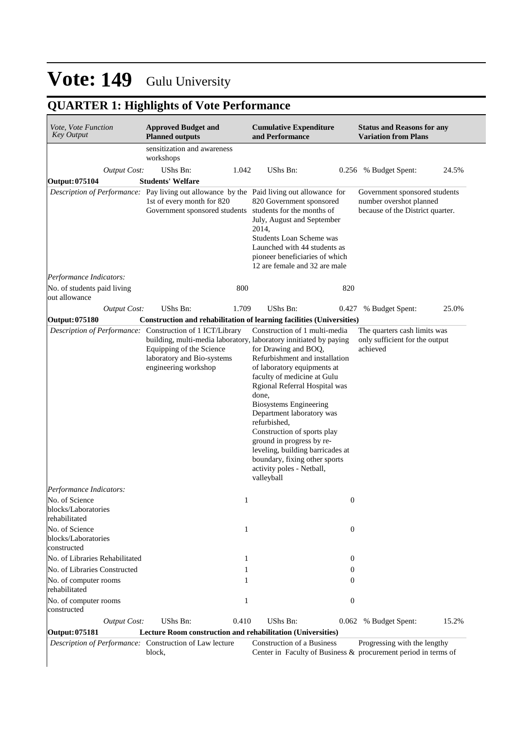# Vote: 149 Gulu University

## QUARTER 1: Highlights of Vote Performance

| *Vote, Vote Function Key Output* | **Approved Budget and Planned outputs** | | **Cumulative Expenditure and Performance** | | **Status and Reasons for any Variation from Plans** | |
|---|---|---|---|---|---|---|
| | sensitization and awareness workshops | | | | | |
| *Output Cost:* | UShs Bn: | 1.042 | UShs Bn: | 0.256 | % Budget Spent: | 24.5% |
| **Output: 075104** | **Students' Welfare** | | | | | |
| *Description of Performance:* | Pay living out allowance by the 1st of every month for 820 Government sponsored students | | Paid living out allowance for 820 Government sponsored students for the months of July, August and September 2014, Students Loan Scheme was Launched with 44 students as pioneer beneficiaries of which 12 are female and 32 are male | | Government sponsored students number overshot planned because of the District quarter. | |
| *Performance Indicators:* | | | | | | |
| No. of students paid living out allowance | | 800 | | 820 | | |
| *Output Cost:* | UShs Bn: | 1.709 | UShs Bn: | 0.427 | % Budget Spent: | 25.0% |
| **Output: 075180** | **Construction and rehabilitation of learning facilities (Universities)** | | | | | |
| *Description of Performance:* | Construction of 1 ICT/Library building, multi-media laboratory, Equipping of the Science laboratory and Bio-systems engineering workshop | | Construction of 1 multi-media laboratory innitiated by paying for Drawing and BOQ, Refurbishment and installation of laboratory equipments at faculty of medicine at Gulu Rgional Referral Hospital was done, Biosystems Engineering Department laboratory was refurbished, Construction of sports play ground in progress by re-leveling, building barricades at boundary, fixing other sports activity poles - Netball, valleyball | | The quarters cash limits was only sufficient for the output achieved | |
| *Performance Indicators:* | | | | | | |
| No. of Science blocks/Laboratories rehabilitated | | 1 | | 0 | | |
| No. of Science blocks/Laboratories constructed | | 1 | | 0 | | |
| No. of Libraries Rehabilitated | | 1 | | 0 | | |
| No. of Libraries Constructed | | 1 | | 0 | | |
| No. of computer rooms rehabilitated | | 1 | | 0 | | |
| No. of computer rooms constructed | | 1 | | 0 | | |
| *Output Cost:* | UShs Bn: | 0.410 | UShs Bn: | 0.062 | % Budget Spent: | 15.2% |
| **Output: 075181** | **Lecture Room construction and rehabilitation (Universities)** | | | | | |
| *Description of Performance:* | Construction of Law lecture block, | | Construction of a Business Center in Faculty of Business & | | Progressing with the lengthy procurement period in terms of | |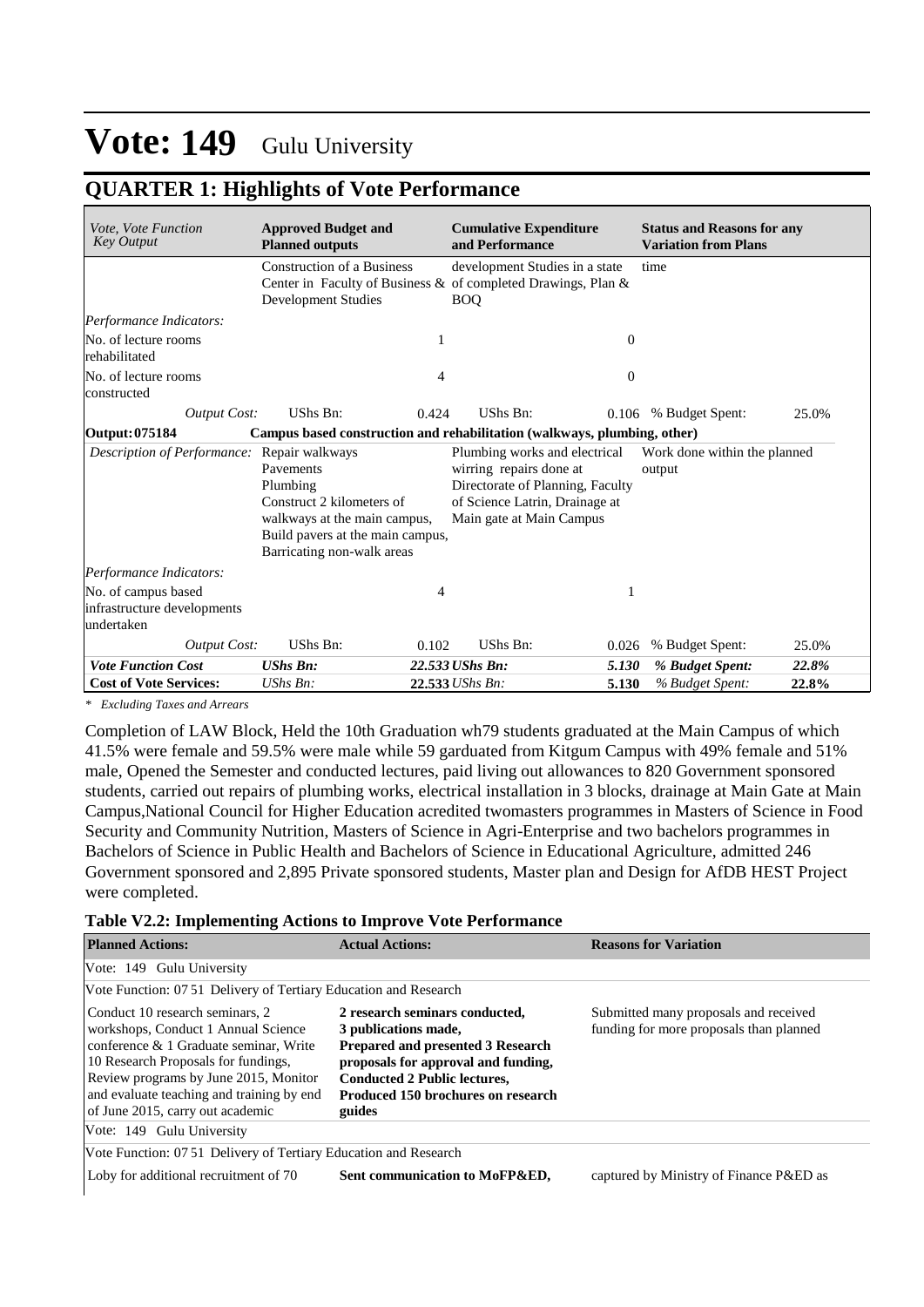# Vote: 149 Gulu University

## QUARTER 1: Highlights of Vote Performance

| *Vote, Vote Function Key Output* | **Approved Budget and Planned outputs** | | **Cumulative Expenditure and Performance** | | **Status and Reasons for any Variation from Plans** | |
|---|---|---|---|---|---|---|
| | Construction of a Business Center in Faculty of Business & Development Studies | | development Studies in a state of completed Drawings, Plan & BOQ | | time | |
| *Performance Indicators:* | | | | | | |
| No. of lecture rooms rehabilitated | | 1 | | 0 | | |
| No. of lecture rooms constructed | | 4 | | 0 | | |
| *Output Cost:* | UShs Bn: | 0.424 | UShs Bn: | 0.106 | % Budget Spent: | 25.0% |
| **Output: 075184** | **Campus based construction and rehabilitation (walkways, plumbing, other)** | | | | | |
| *Description of Performance:* | Repair walkways<br>Pavements<br>Plumbing<br>Construct 2 kilometers of walkways at the main campus,<br>Build pavers at the main campus,<br>Barricating non-walk areas | | Plumbing works and electrical wirring repairs done at Directorate of Planning, Faculty of Science Latrin, Drainage at Main gate at Main Campus | | Work done within the planned output | |
| *Performance Indicators:* | | | | | | |
| No. of campus based infrastructure developments undertaken | | 4 | | 1 | | |
| *Output Cost:* | UShs Bn: | 0.102 | UShs Bn: | 0.026 | % Budget Spent: | 25.0% |
| ***Vote Function Cost*** | ***UShs Bn:*** | ***22.533*** | ***UShs Bn:*** | ***5.130*** | ***% Budget Spent:*** | ***22.8%*** |
| **Cost of Vote Services:** | *UShs Bn:* | **22.533** | *UShs Bn:* | **5.130** | *% Budget Spent:* | **22.8%** |

*\* Excluding Taxes and Arrears*

Completion of LAW Block, Held the 10th Graduation wh79 students graduated at the Main Campus of which 41.5% were female and 59.5% were male while 59 garduated from Kitgum Campus with 49% female and 51% male, Opened the Semester and conducted lectures, paid living out allowances to 820 Government sponsored students, carried out repairs of plumbing works, electrical installation in 3 blocks, drainage at Main Gate at Main Campus,National Council for Higher Education acredited twomasters programmes in Masters of Science in Food Security and Community Nutrition, Masters of Science in Agri-Enterprise and two bachelors programmes in Bachelors of Science in Public Health and Bachelors of Science in Educational Agriculture, admitted 246 Government sponsored and 2,895 Private sponsored students, Master plan and Design for AfDB HEST Project were completed.

**Table V2.2: Implementing Actions to Improve Vote Performance**

| **Planned Actions:** | **Actual Actions:** | **Reasons for Variation** |
|---|---|---|
| Vote: 149 Gulu University | | |
| Vote Function: 07 51 Delivery of Tertiary Education and Research | | |
| Conduct 10 research seminars, 2 workshops, Conduct 1 Annual Science conference & 1 Graduate seminar, Write 10 Research Proposals for fundings, Review programs by June 2015, Monitor and evaluate teaching and training by end of June 2015, carry out academic | **2 research seminars conducted, 3 publications made, Prepared and presented 3 Research proposals for approval and funding, Conducted 2 Public lectures, Produced 150 brochures on research guides** | Submitted many proposals and received funding for more proposals than planned |
| Vote: 149 Gulu University | | |
| Vote Function: 07 51 Delivery of Tertiary Education and Research | | |
| Loby for additional recruitment of 70 | **Sent communication to MoFP&ED,** | captured by Ministry of Finance P&ED as |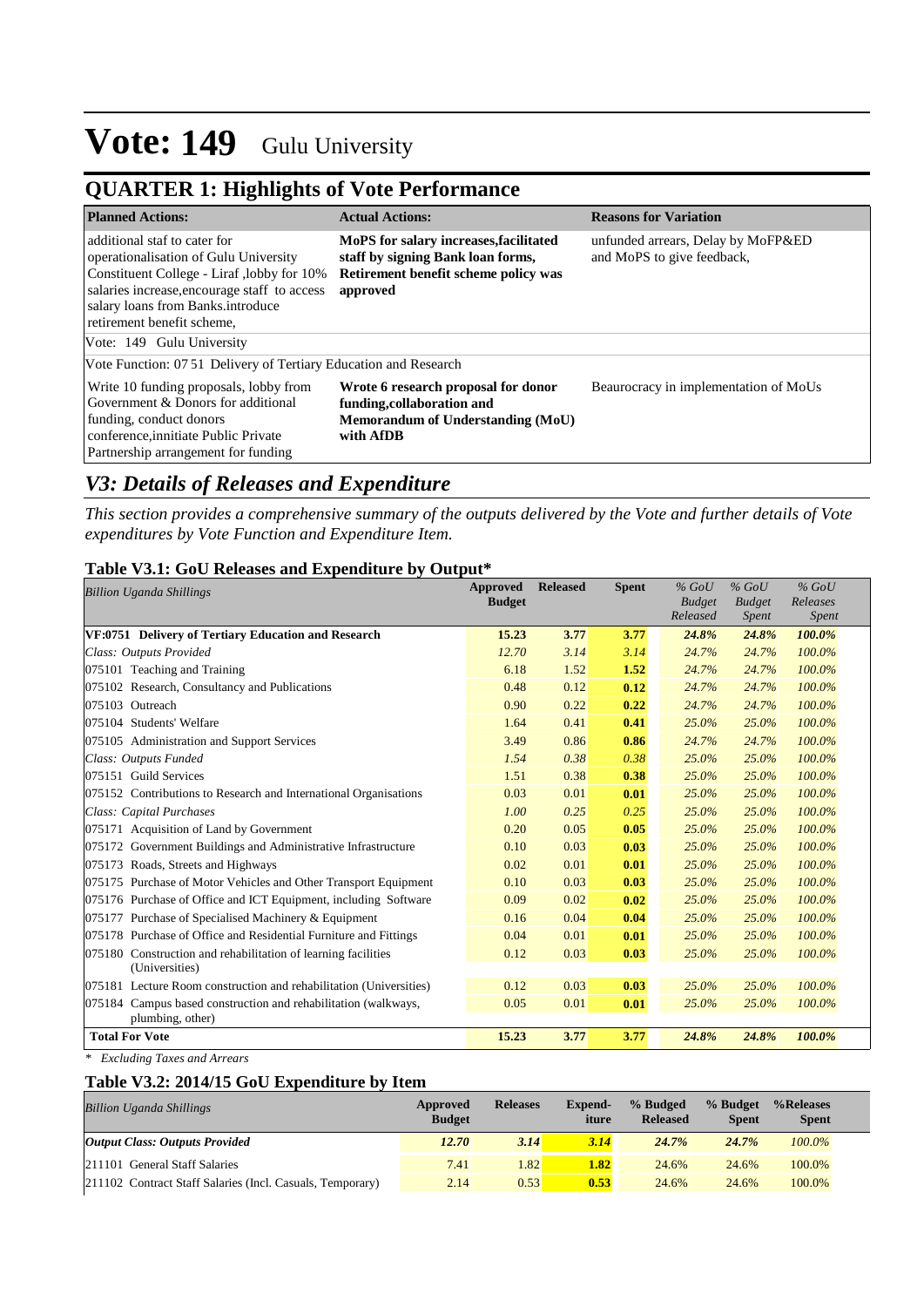# Vote: 149 Gulu University

## QUARTER 1: Highlights of Vote Performance

| Planned Actions: | Actual Actions: | Reasons for Variation |
|---|---|---|
| additional staf to cater for operationalisation of Gulu University Constituent College - Liraf ,lobby for 10% salaries increase,encourage staff to access salary loans from Banks.introduce retirement benefit scheme, | **MoPS for salary increases,facilitated staff by signing Bank loan forms, Retirement benefit scheme policy was approved** | unfunded arrears, Delay by MoFP&ED and MoPS to give feedback, |
| Vote: 149 Gulu University | | |
| Vote Function: 07 51 Delivery of Tertiary Education and Research | | |
| Write 10 funding proposals, lobby from Government & Donors for additional funding, conduct donors conference,innitiate Public Private Partnership arrangement for funding | **Wrote 6 research proposal for donor funding,collaboration and Memorandum of Understanding (MoU) with AfDB** | Beaurocracy in implementation of MoUs |

## *V3: Details of Releases and Expenditure*

*This section provides a comprehensive summary of the outputs delivered by the Vote and further details of Vote expenditures by Vote Function and Expenditure Item.*

### Table V3.1: GoU Releases and Expenditure by Output*

| *Billion Uganda Shillings* | Approved Budget | Released | Spent | *% GoU Budget Released* | *% GoU Budget Spent* | *% GoU Releases Spent* |
|---|---|---|---|---|---|---|
| **VF:0751 Delivery of Tertiary Education and Research** | **15.23** | **3.77** | **3.77** | ***24.8%*** | ***24.8%*** | ***100.0%*** |
| *Class: Outputs Provided* | *12.70* | *3.14* | *3.14* | *24.7%* | *24.7%* | *100.0%* |
| 075101 Teaching and Training | 6.18 | 1.52 | **1.52** | *24.7%* | *24.7%* | *100.0%* |
| 075102 Research, Consultancy and Publications | 0.48 | 0.12 | **0.12** | *24.7%* | *24.7%* | *100.0%* |
| 075103 Outreach | 0.90 | 0.22 | **0.22** | *24.7%* | *24.7%* | *100.0%* |
| 075104 Students' Welfare | 1.64 | 0.41 | **0.41** | *25.0%* | *25.0%* | *100.0%* |
| 075105 Administration and Support Services | 3.49 | 0.86 | **0.86** | *24.7%* | *24.7%* | *100.0%* |
| *Class: Outputs Funded* | *1.54* | *0.38* | *0.38* | *25.0%* | *25.0%* | *100.0%* |
| 075151 Guild Services | 1.51 | 0.38 | **0.38** | *25.0%* | *25.0%* | *100.0%* |
| 075152 Contributions to Research and International Organisations | 0.03 | 0.01 | **0.01** | *25.0%* | *25.0%* | *100.0%* |
| *Class: Capital Purchases* | *1.00* | *0.25* | *0.25* | *25.0%* | *25.0%* | *100.0%* |
| 075171 Acquisition of Land by Government | 0.20 | 0.05 | **0.05** | *25.0%* | *25.0%* | *100.0%* |
| 075172 Government Buildings and Administrative Infrastructure | 0.10 | 0.03 | **0.03** | *25.0%* | *25.0%* | *100.0%* |
| 075173 Roads, Streets and Highways | 0.02 | 0.01 | **0.01** | *25.0%* | *25.0%* | *100.0%* |
| 075175 Purchase of Motor Vehicles and Other Transport Equipment | 0.10 | 0.03 | **0.03** | *25.0%* | *25.0%* | *100.0%* |
| 075176 Purchase of Office and ICT Equipment, including Software | 0.09 | 0.02 | **0.02** | *25.0%* | *25.0%* | *100.0%* |
| 075177 Purchase of Specialised Machinery & Equipment | 0.16 | 0.04 | **0.04** | *25.0%* | *25.0%* | *100.0%* |
| 075178 Purchase of Office and Residential Furniture and Fittings | 0.04 | 0.01 | **0.01** | *25.0%* | *25.0%* | *100.0%* |
| 075180 Construction and rehabilitation of learning facilities (Universities) | 0.12 | 0.03 | **0.03** | *25.0%* | *25.0%* | *100.0%* |
| 075181 Lecture Room construction and rehabilitation (Universities) | 0.12 | 0.03 | **0.03** | *25.0%* | *25.0%* | *100.0%* |
| 075184 Campus based construction and rehabilitation (walkways, plumbing, other) | 0.05 | 0.01 | **0.01** | *25.0%* | *25.0%* | *100.0%* |
| **Total For Vote** | **15.23** | **3.77** | **3.77** | ***24.8%*** | ***24.8%*** | ***100.0%*** |

*\* Excluding Taxes and Arrears*

### Table V3.2: 2014/15 GoU Expenditure by Item

| *Billion Uganda Shillings* | Approved Budget | Releases | Expend-iture | % Budged Released | % Budget Spent | %Releases Spent |
|---|---|---|---|---|---|---|
| ***Output Class: Outputs Provided*** | ***12.70*** | ***3.14*** | ***3.14*** | ***24.7%*** | ***24.7%*** | *100.0%* |
| 211101 General Staff Salaries | 7.41 | 1.82 | **1.82** | 24.6% | 24.6% | 100.0% |
| 211102 Contract Staff Salaries (Incl. Casuals, Temporary) | 2.14 | 0.53 | **0.53** | 24.6% | 24.6% | 100.0% |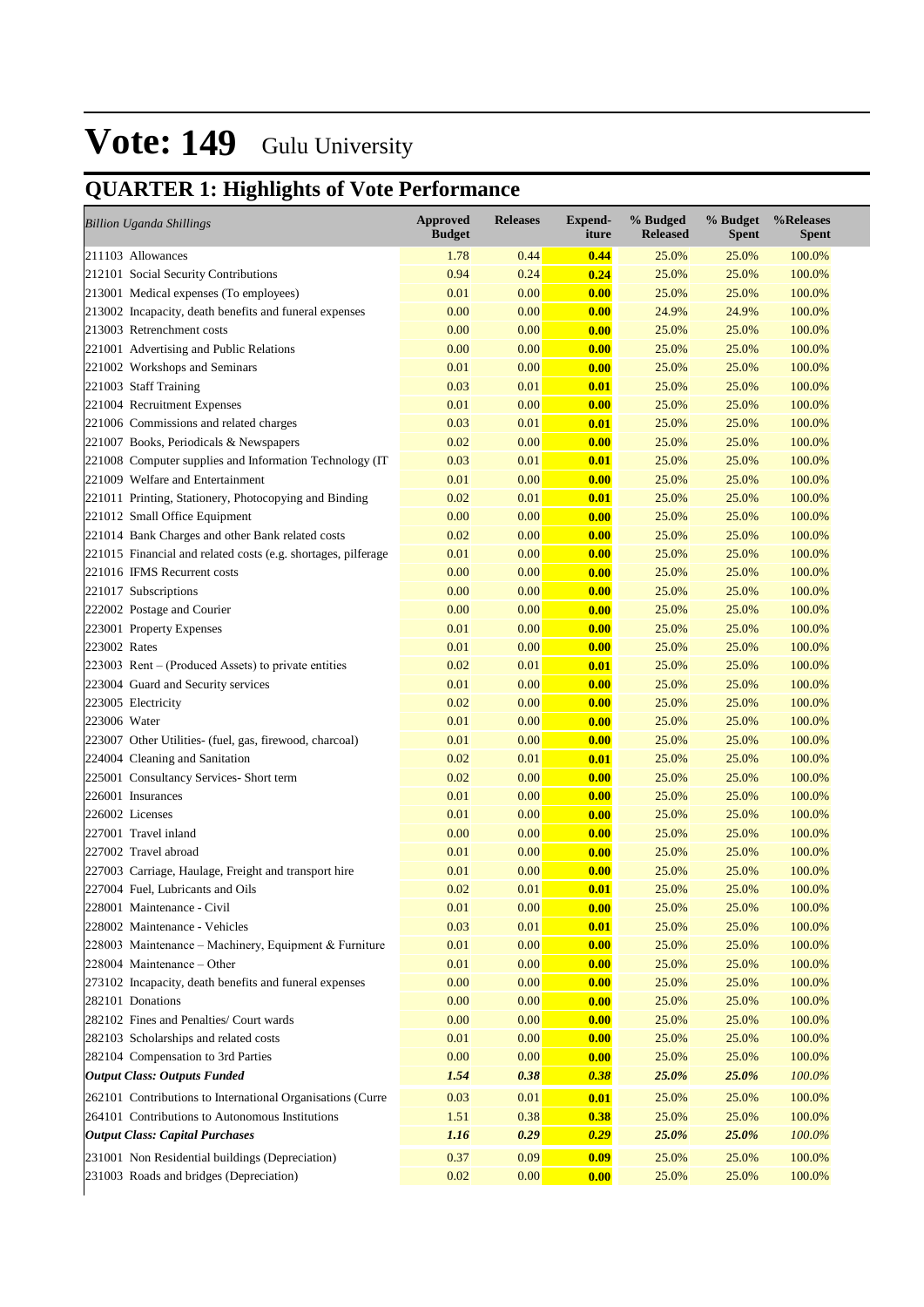# Vote: 149 Gulu University

## QUARTER 1: Highlights of Vote Performance

| *Billion Uganda Shillings* | Approved Budget | Releases | Expend-iture | % Budged Released | % Budget Spent | %Releases Spent |
|---|---|---|---|---|---|---|
| 211103 Allowances | 1.78 | 0.44 | **0.44** | 25.0% | 25.0% | 100.0% |
| 212101 Social Security Contributions | 0.94 | 0.24 | **0.24** | 25.0% | 25.0% | 100.0% |
| 213001 Medical expenses (To employees) | 0.01 | 0.00 | **0.00** | 25.0% | 25.0% | 100.0% |
| 213002 Incapacity, death benefits and funeral expenses | 0.00 | 0.00 | **0.00** | 24.9% | 24.9% | 100.0% |
| 213003 Retrenchment costs | 0.00 | 0.00 | **0.00** | 25.0% | 25.0% | 100.0% |
| 221001 Advertising and Public Relations | 0.00 | 0.00 | **0.00** | 25.0% | 25.0% | 100.0% |
| 221002 Workshops and Seminars | 0.01 | 0.00 | **0.00** | 25.0% | 25.0% | 100.0% |
| 221003 Staff Training | 0.03 | 0.01 | **0.01** | 25.0% | 25.0% | 100.0% |
| 221004 Recruitment Expenses | 0.01 | 0.00 | **0.00** | 25.0% | 25.0% | 100.0% |
| 221006 Commissions and related charges | 0.03 | 0.01 | **0.01** | 25.0% | 25.0% | 100.0% |
| 221007 Books, Periodicals & Newspapers | 0.02 | 0.00 | **0.00** | 25.0% | 25.0% | 100.0% |
| 221008 Computer supplies and Information Technology (IT | 0.03 | 0.01 | **0.01** | 25.0% | 25.0% | 100.0% |
| 221009 Welfare and Entertainment | 0.01 | 0.00 | **0.00** | 25.0% | 25.0% | 100.0% |
| 221011 Printing, Stationery, Photocopying and Binding | 0.02 | 0.01 | **0.01** | 25.0% | 25.0% | 100.0% |
| 221012 Small Office Equipment | 0.00 | 0.00 | **0.00** | 25.0% | 25.0% | 100.0% |
| 221014 Bank Charges and other Bank related costs | 0.02 | 0.00 | **0.00** | 25.0% | 25.0% | 100.0% |
| 221015 Financial and related costs (e.g. shortages, pilferage | 0.01 | 0.00 | **0.00** | 25.0% | 25.0% | 100.0% |
| 221016 IFMS Recurrent costs | 0.00 | 0.00 | **0.00** | 25.0% | 25.0% | 100.0% |
| 221017 Subscriptions | 0.00 | 0.00 | **0.00** | 25.0% | 25.0% | 100.0% |
| 222002 Postage and Courier | 0.00 | 0.00 | **0.00** | 25.0% | 25.0% | 100.0% |
| 223001 Property Expenses | 0.01 | 0.00 | **0.00** | 25.0% | 25.0% | 100.0% |
| 223002 Rates | 0.01 | 0.00 | **0.00** | 25.0% | 25.0% | 100.0% |
| 223003 Rent – (Produced Assets) to private entities | 0.02 | 0.01 | **0.01** | 25.0% | 25.0% | 100.0% |
| 223004 Guard and Security services | 0.01 | 0.00 | **0.00** | 25.0% | 25.0% | 100.0% |
| 223005 Electricity | 0.02 | 0.00 | **0.00** | 25.0% | 25.0% | 100.0% |
| 223006 Water | 0.01 | 0.00 | **0.00** | 25.0% | 25.0% | 100.0% |
| 223007 Other Utilities- (fuel, gas, firewood, charcoal) | 0.01 | 0.00 | **0.00** | 25.0% | 25.0% | 100.0% |
| 224004 Cleaning and Sanitation | 0.02 | 0.01 | **0.01** | 25.0% | 25.0% | 100.0% |
| 225001 Consultancy Services- Short term | 0.02 | 0.00 | **0.00** | 25.0% | 25.0% | 100.0% |
| 226001 Insurances | 0.01 | 0.00 | **0.00** | 25.0% | 25.0% | 100.0% |
| 226002 Licenses | 0.01 | 0.00 | **0.00** | 25.0% | 25.0% | 100.0% |
| 227001 Travel inland | 0.00 | 0.00 | **0.00** | 25.0% | 25.0% | 100.0% |
| 227002 Travel abroad | 0.01 | 0.00 | **0.00** | 25.0% | 25.0% | 100.0% |
| 227003 Carriage, Haulage, Freight and transport hire | 0.01 | 0.00 | **0.00** | 25.0% | 25.0% | 100.0% |
| 227004 Fuel, Lubricants and Oils | 0.02 | 0.01 | **0.01** | 25.0% | 25.0% | 100.0% |
| 228001 Maintenance - Civil | 0.01 | 0.00 | **0.00** | 25.0% | 25.0% | 100.0% |
| 228002 Maintenance - Vehicles | 0.03 | 0.01 | **0.01** | 25.0% | 25.0% | 100.0% |
| 228003 Maintenance – Machinery, Equipment & Furniture | 0.01 | 0.00 | **0.00** | 25.0% | 25.0% | 100.0% |
| 228004 Maintenance – Other | 0.01 | 0.00 | **0.00** | 25.0% | 25.0% | 100.0% |
| 273102 Incapacity, death benefits and funeral expenses | 0.00 | 0.00 | **0.00** | 25.0% | 25.0% | 100.0% |
| 282101 Donations | 0.00 | 0.00 | **0.00** | 25.0% | 25.0% | 100.0% |
| 282102 Fines and Penalties/ Court wards | 0.00 | 0.00 | **0.00** | 25.0% | 25.0% | 100.0% |
| 282103 Scholarships and related costs | 0.01 | 0.00 | **0.00** | 25.0% | 25.0% | 100.0% |
| 282104 Compensation to 3rd Parties | 0.00 | 0.00 | **0.00** | 25.0% | 25.0% | 100.0% |
| ***Output Class: Outputs Funded*** | ***1.54*** | ***0.38*** | ***0.38*** | ***25.0%*** | ***25.0%*** | *100.0%* |
| 262101 Contributions to International Organisations (Curre | 0.03 | 0.01 | **0.01** | 25.0% | 25.0% | 100.0% |
| 264101 Contributions to Autonomous Institutions | 1.51 | 0.38 | **0.38** | 25.0% | 25.0% | 100.0% |
| ***Output Class: Capital Purchases*** | ***1.16*** | ***0.29*** | ***0.29*** | ***25.0%*** | ***25.0%*** | *100.0%* |
| 231001 Non Residential buildings (Depreciation) | 0.37 | 0.09 | **0.09** | 25.0% | 25.0% | 100.0% |
| 231003 Roads and bridges (Depreciation) | 0.02 | 0.00 | **0.00** | 25.0% | 25.0% | 100.0% |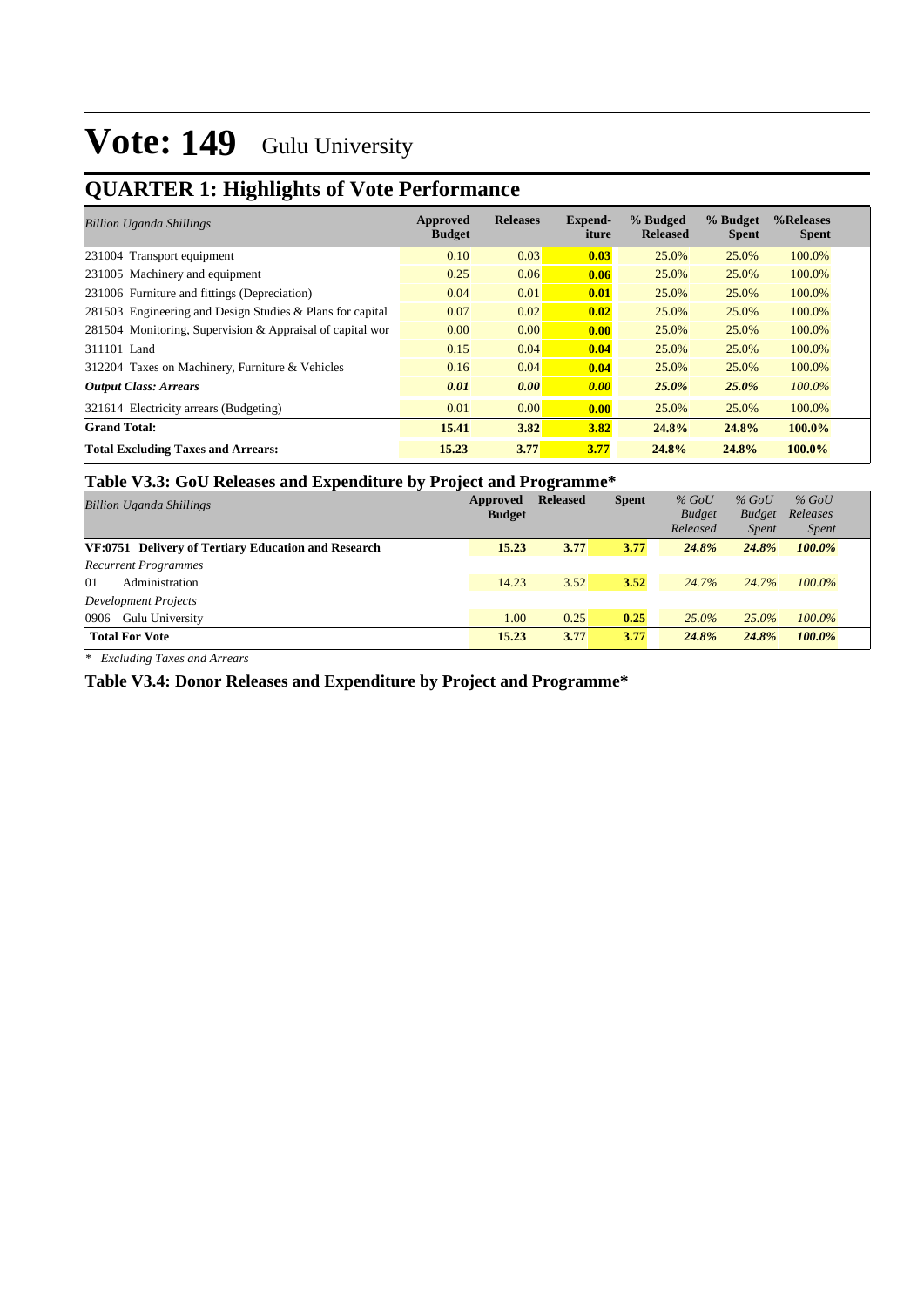# Vote: 149 Gulu University

## QUARTER 1: Highlights of Vote Performance

| *Billion Uganda Shillings* | Approved Budget | Releases | Expend-iture | % Budged Released | % Budget Spent | %Releases Spent |
|---|---|---|---|---|---|---|
| 231004 Transport equipment | 0.10 | 0.03 | **0.03** | 25.0% | 25.0% | 100.0% |
| 231005 Machinery and equipment | 0.25 | 0.06 | **0.06** | 25.0% | 25.0% | 100.0% |
| 231006 Furniture and fittings (Depreciation) | 0.04 | 0.01 | **0.01** | 25.0% | 25.0% | 100.0% |
| 281503 Engineering and Design Studies & Plans for capital | 0.07 | 0.02 | **0.02** | 25.0% | 25.0% | 100.0% |
| 281504 Monitoring, Supervision & Appraisal of capital wor | 0.00 | 0.00 | **0.00** | 25.0% | 25.0% | 100.0% |
| 311101 Land | 0.15 | 0.04 | **0.04** | 25.0% | 25.0% | 100.0% |
| 312204 Taxes on Machinery, Furniture & Vehicles | 0.16 | 0.04 | **0.04** | 25.0% | 25.0% | 100.0% |
| ***Output Class: Arrears*** | ***0.01*** | ***0.00*** | ***0.00*** | ***25.0%*** | ***25.0%*** | *100.0%* |
| 321614 Electricity arrears (Budgeting) | 0.01 | 0.00 | **0.00** | 25.0% | 25.0% | 100.0% |
| **Grand Total:** | **15.41** | **3.82** | **3.82** | **24.8%** | **24.8%** | **100.0%** |
| **Total Excluding Taxes and Arrears:** | **15.23** | **3.77** | **3.77** | **24.8%** | **24.8%** | **100.0%** |

### Table V3.3: GoU Releases and Expenditure by Project and Programme*

| *Billion Uganda Shillings* | Approved Budget | Released | Spent | *% GoU Budget Released* | *% GoU Budget Spent* | *% GoU Releases Spent* |
|---|---|---|---|---|---|---|
| **VF:0751 Delivery of Tertiary Education and Research** | **15.23** | **3.77** | **3.77** | ***24.8%*** | ***24.8%*** | ***100.0%*** |
| *Recurrent Programmes* | | | | | | |
| 01 Administration | 14.23 | 3.52 | **3.52** | *24.7%* | *24.7%* | *100.0%* |
| *Development Projects* | | | | | | |
| 0906 Gulu University | 1.00 | 0.25 | **0.25** | *25.0%* | *25.0%* | *100.0%* |
| **Total For Vote** | **15.23** | **3.77** | **3.77** | ***24.8%*** | ***24.8%*** | ***100.0%*** |

*\* Excluding Taxes and Arrears*

### Table V3.4: Donor Releases and Expenditure by Project and Programme*